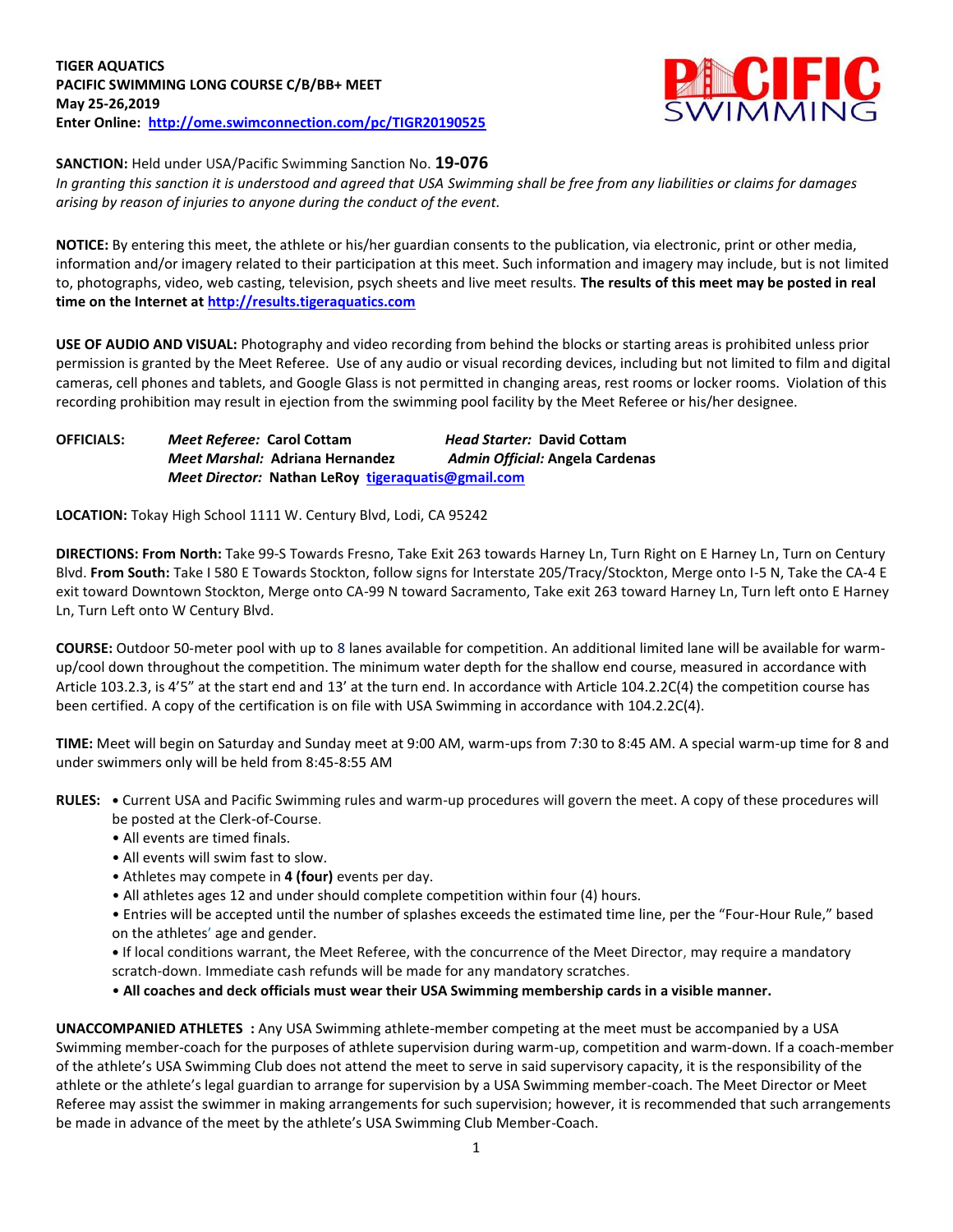**TIGER AQUATICS**
**PACIFIC SWIMMING LONG COURSE C/B/BB+ MEET**
**May 25-26,2019**
**Enter Online: [http://ome.swimconnection.com/pc/TIGR20190525](http://ome.swimconnection.com/pc/TIGR20190525)**

**SANCTION:** Held under USA/Pacific Swimming Sanction No. **19-076**
*In granting this sanction it is understood and agreed that USA Swimming shall be free from any liabilities or claims for damages arising by reason of injuries to anyone during the conduct of the event.*

**NOTICE:** By entering this meet, the athlete or his/her guardian consents to the publication, via electronic, print or other media, information and/or imagery related to their participation at this meet. Such information and imagery may include, but is not limited to, photographs, video, web casting, television, psych sheets and live meet results. **The results of this meet may be posted in real time on the Internet at [http://results.tigeraquatics.com](http://results.tigeraquatics.com)**

**USE OF AUDIO AND VISUAL:** Photography and video recording from behind the blocks or starting areas is prohibited unless prior permission is granted by the Meet Referee. Use of any audio or visual recording devices, including but not limited to film and digital cameras, cell phones and tablets, and Google Glass is not permitted in changing areas, rest rooms or locker rooms. Violation of this recording prohibition may result in ejection from the swimming pool facility by the Meet Referee or his/her designee.

**OFFICIALS:**
*Meet Referee:* **Carol Cottam** *Head Starter:* **David Cottam**
*Meet Marshal:* **Adriana Hernandez** *Admin Official:* **Angela Cardenas**
*Meet Director:* **Nathan LeRoy [tigeraquatis@gmail.com](mailto:tigeraquatis@gmail.com)**

**LOCATION:** Tokay High School 1111 W. Century Blvd, Lodi, CA 95242

**DIRECTIONS: From North:** Take 99-S Towards Fresno, Take Exit 263 towards Harney Ln, Turn Right on E Harney Ln, Turn on Century Blvd. **From South:** Take I 580 E Towards Stockton, follow signs for Interstate 205/Tracy/Stockton, Merge onto I-5 N, Take the CA-4 E exit toward Downtown Stockton, Merge onto CA-99 N toward Sacramento, Take exit 263 toward Harney Ln, Turn left onto E Harney Ln, Turn Left onto W Century Blvd.

**COURSE:** Outdoor 50-meter pool with up to 8 lanes available for competition. An additional limited lane will be available for warm-up/cool down throughout the competition. The minimum water depth for the shallow end course, measured in accordance with Article 103.2.3, is 4'5" at the start end and 13' at the turn end. In accordance with Article 104.2.2C(4) the competition course has been certified. A copy of the certification is on file with USA Swimming in accordance with 104.2.2C(4).

**TIME:** Meet will begin on Saturday and Sunday meet at 9:00 AM, warm-ups from 7:30 to 8:45 AM. A special warm-up time for 8 and under swimmers only will be held from 8:45-8:55 AM

**RULES:**
- Current USA and Pacific Swimming rules and warm-up procedures will govern the meet. A copy of these procedures will be posted at the Clerk-of-Course.
- All events are timed finals.
- All events will swim fast to slow.
- Athletes may compete in **4 (four)** events per day.
- All athletes ages 12 and under should complete competition within four (4) hours.
- Entries will be accepted until the number of splashes exceeds the estimated time line, per the "Four-Hour Rule," based on the athletes' age and gender.
- If local conditions warrant, the Meet Referee, with the concurrence of the Meet Director, may require a mandatory scratch-down. Immediate cash refunds will be made for any mandatory scratches.
- **All coaches and deck officials must wear their USA Swimming membership cards in a visible manner.**

**UNACCOMPANIED ATHLETES :** Any USA Swimming athlete-member competing at the meet must be accompanied by a USA Swimming member-coach for the purposes of athlete supervision during warm-up, competition and warm-down. If a coach-member of the athlete's USA Swimming Club does not attend the meet to serve in said supervisory capacity, it is the responsibility of the athlete or the athlete's legal guardian to arrange for supervision by a USA Swimming member-coach. The Meet Director or Meet Referee may assist the swimmer in making arrangements for such supervision; however, it is recommended that such arrangements be made in advance of the meet by the athlete's USA Swimming Club Member-Coach.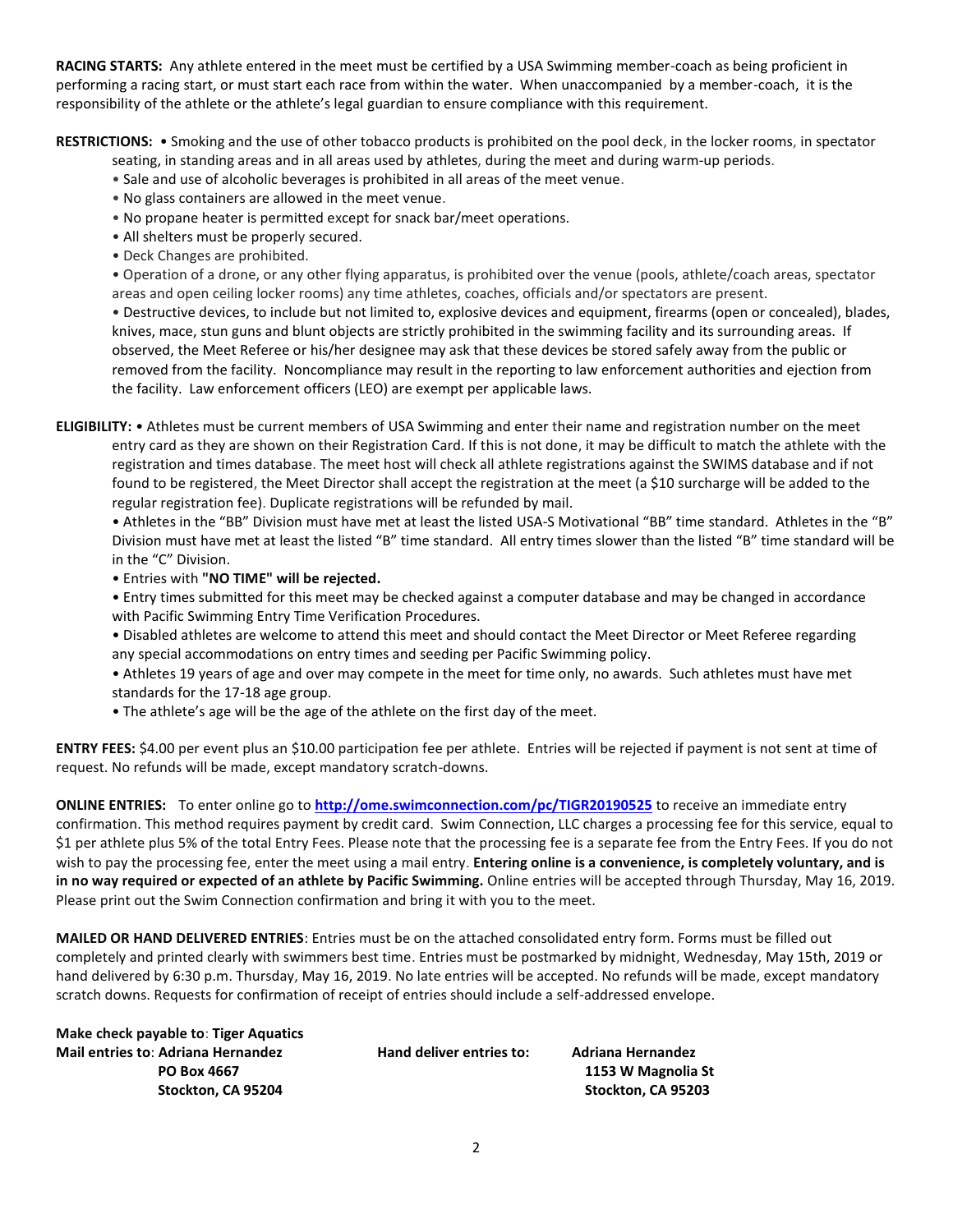**RACING STARTS:** Any athlete entered in the meet must be certified by a USA Swimming member-coach as being proficient in performing a racing start, or must start each race from within the water. When unaccompanied by a member-coach, it is the responsibility of the athlete or the athlete's legal guardian to ensure compliance with this requirement.

**RESTRICTIONS:** • Smoking and the use of other tobacco products is prohibited on the pool deck, in the locker rooms, in spectator seating, in standing areas and in all areas used by athletes, during the meet and during warm-up periods.

- Sale and use of alcoholic beverages is prohibited in all areas of the meet venue.
- No glass containers are allowed in the meet venue.
- No propane heater is permitted except for snack bar/meet operations.
- All shelters must be properly secured.
- Deck Changes are prohibited.
- Operation of a drone, or any other flying apparatus, is prohibited over the venue (pools, athlete/coach areas, spectator areas and open ceiling locker rooms) any time athletes, coaches, officials and/or spectators are present.
- Destructive devices, to include but not limited to, explosive devices and equipment, firearms (open or concealed), blades, knives, mace, stun guns and blunt objects are strictly prohibited in the swimming facility and its surrounding areas. If observed, the Meet Referee or his/her designee may ask that these devices be stored safely away from the public or removed from the facility. Noncompliance may result in the reporting to law enforcement authorities and ejection from the facility. Law enforcement officers (LEO) are exempt per applicable laws.

**ELIGIBILITY:** • Athletes must be current members of USA Swimming and enter their name and registration number on the meet entry card as they are shown on their Registration Card. If this is not done, it may be difficult to match the athlete with the registration and times database. The meet host will check all athlete registrations against the SWIMS database and if not found to be registered, the Meet Director shall accept the registration at the meet (a $10 surcharge will be added to the regular registration fee). Duplicate registrations will be refunded by mail.

- Athletes in the "BB" Division must have met at least the listed USA-S Motivational "BB" time standard. Athletes in the "B" Division must have met at least the listed "B" time standard. All entry times slower than the listed "B" time standard will be in the "C" Division.
- Entries with **"NO TIME" will be rejected.**
- Entry times submitted for this meet may be checked against a computer database and may be changed in accordance with Pacific Swimming Entry Time Verification Procedures.
- Disabled athletes are welcome to attend this meet and should contact the Meet Director or Meet Referee regarding any special accommodations on entry times and seeding per Pacific Swimming policy.
- Athletes 19 years of age and over may compete in the meet for time only, no awards. Such athletes must have met standards for the 17-18 age group.
- The athlete's age will be the age of the athlete on the first day of the meet.

**ENTRY FEES:** $4.00 per event plus an $10.00 participation fee per athlete. Entries will be rejected if payment is not sent at time of request. No refunds will be made, except mandatory scratch-downs.

**ONLINE ENTRIES:** To enter online go to **http://ome.swimconnection.com/pc/TIGR20190525** to receive an immediate entry confirmation. This method requires payment by credit card. Swim Connection, LLC charges a processing fee for this service, equal to $1 per athlete plus 5% of the total Entry Fees. Please note that the processing fee is a separate fee from the Entry Fees. If you do not wish to pay the processing fee, enter the meet using a mail entry. **Entering online is a convenience, is completely voluntary, and is in no way required or expected of an athlete by Pacific Swimming.** Online entries will be accepted through Thursday, May 16, 2019. Please print out the Swim Connection confirmation and bring it with you to the meet.

**MAILED OR HAND DELIVERED ENTRIES**: Entries must be on the attached consolidated entry form. Forms must be filled out completely and printed clearly with swimmers best time. Entries must be postmarked by midnight, Wednesday, May 15th, 2019 or hand delivered by 6:30 p.m. Thursday, May 16, 2019. No late entries will be accepted. No refunds will be made, except mandatory scratch downs. Requests for confirmation of receipt of entries should include a self-addressed envelope.

**Make check payable to**: **Tiger Aquatics**

**Mail entries to**: **Adriana Hernandez**
**PO Box 4667**
**Stockton, CA 95204**

**Hand deliver entries to:** **Adriana Hernandez**
**1153 W Magnolia St**
**Stockton, CA 95203**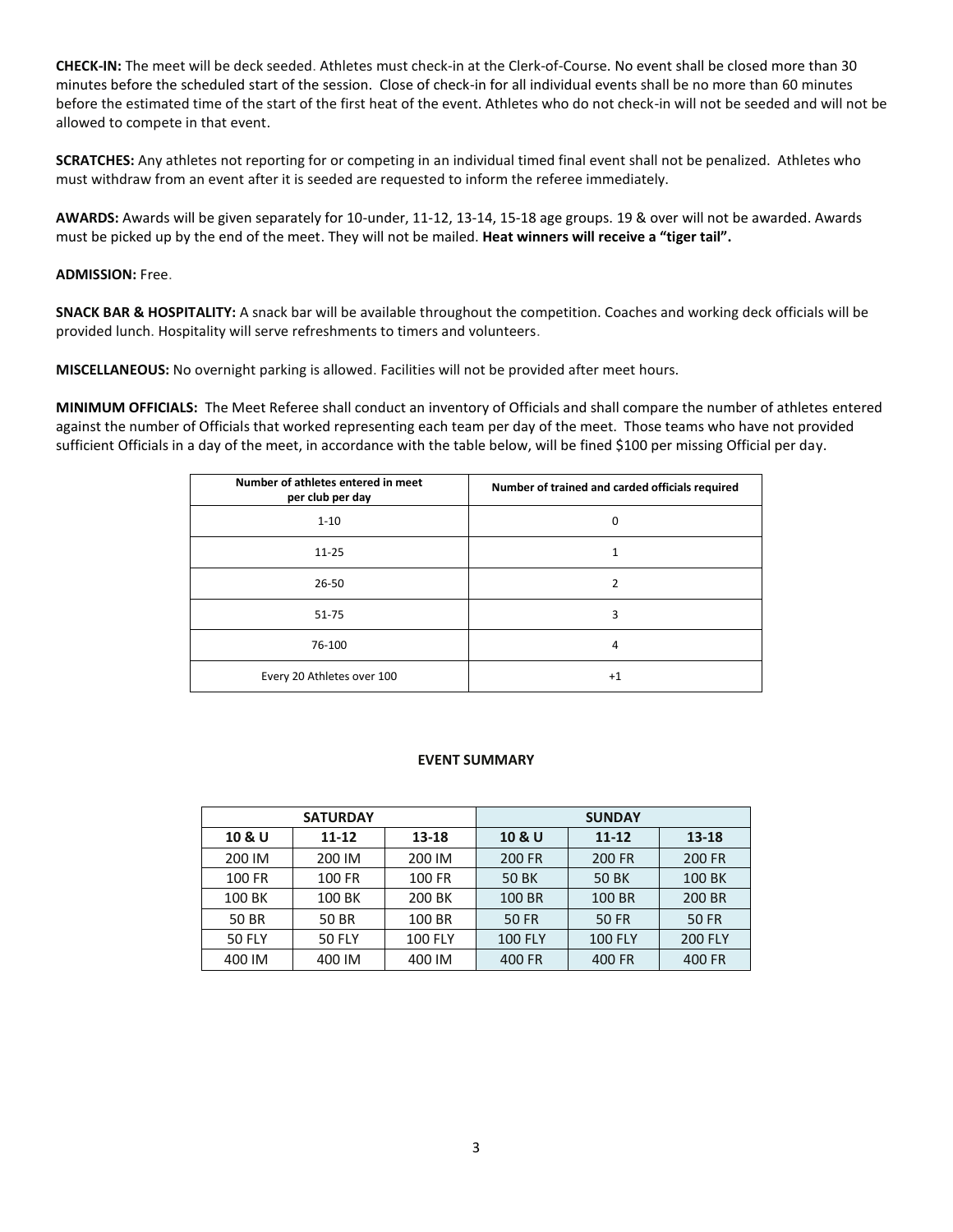**CHECK-IN:** The meet will be deck seeded. Athletes must check-in at the Clerk-of-Course. No event shall be closed more than 30 minutes before the scheduled start of the session. Close of check-in for all individual events shall be no more than 60 minutes before the estimated time of the start of the first heat of the event. Athletes who do not check-in will not be seeded and will not be allowed to compete in that event.

**SCRATCHES:** Any athletes not reporting for or competing in an individual timed final event shall not be penalized. Athletes who must withdraw from an event after it is seeded are requested to inform the referee immediately.

**AWARDS:** Awards will be given separately for 10-under, 11-12, 13-14, 15-18 age groups. 19 & over will not be awarded. Awards must be picked up by the end of the meet. They will not be mailed. **Heat winners will receive a "tiger tail".**

**ADMISSION:** Free.

**SNACK BAR & HOSPITALITY:** A snack bar will be available throughout the competition. Coaches and working deck officials will be provided lunch. Hospitality will serve refreshments to timers and volunteers.

**MISCELLANEOUS:** No overnight parking is allowed. Facilities will not be provided after meet hours.

**MINIMUM OFFICIALS:** The Meet Referee shall conduct an inventory of Officials and shall compare the number of athletes entered against the number of Officials that worked representing each team per day of the meet. Those teams who have not provided sufficient Officials in a day of the meet, in accordance with the table below, will be fined $100 per missing Official per day.

| Number of athletes entered in meet per club per day | Number of trained and carded officials required |
|---|---|
| 1-10 | 0 |
| 11-25 | 1 |
| 26-50 | 2 |
| 51-75 | 3 |
| 76-100 | 4 |
| Every 20 Athletes over 100 | +1 |

**EVENT SUMMARY**

| SATURDAY | | | SUNDAY | | |
|---|---|---|---|---|---|
| **10 & U** | **11-12** | **13-18** | **10 & U** | **11-12** | **13-18** |
| 200 IM | 200 IM | 200 IM | 200 FR | 200 FR | 200 FR |
| 100 FR | 100 FR | 100 FR | 50 BK | 50 BK | 100 BK |
| 100 BK | 100 BK | 200 BK | 100 BR | 100 BR | 200 BR |
| 50 BR | 50 BR | 100 BR | 50 FR | 50 FR | 50 FR |
| 50 FLY | 50 FLY | 100 FLY | 100 FLY | 100 FLY | 200 FLY |
| 400 IM | 400 IM | 400 IM | 400 FR | 400 FR | 400 FR |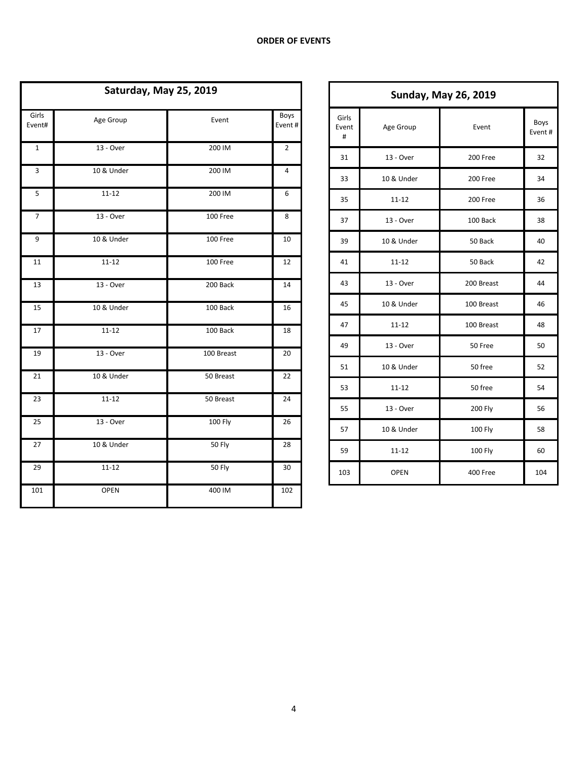**ORDER OF EVENTS**

| Saturday, May 25, 2019 | | | |
|---|---|---|---|
| Girls Event# | Age Group | Event | Boys Event # |
| 1 | 13 - Over | 200 IM | 2 |
| 3 | 10 & Under | 200 IM | 4 |
| 5 | 11-12 | 200 IM | 6 |
| 7 | 13 - Over | 100 Free | 8 |
| 9 | 10 & Under | 100 Free | 10 |
| 11 | 11-12 | 100 Free | 12 |
| 13 | 13 - Over | 200 Back | 14 |
| 15 | 10 & Under | 100 Back | 16 |
| 17 | 11-12 | 100 Back | 18 |
| 19 | 13 - Over | 100 Breast | 20 |
| 21 | 10 & Under | 50 Breast | 22 |
| 23 | 11-12 | 50 Breast | 24 |
| 25 | 13 - Over | 100 Fly | 26 |
| 27 | 10 & Under | 50 Fly | 28 |
| 29 | 11-12 | 50 Fly | 30 |
| 101 | OPEN | 400 IM | 102 |

| Sunday, May 26, 2019 | | | |
|---|---|---|---|
| Girls Event # | Age Group | Event | Boys Event # |
| 31 | 13 - Over | 200 Free | 32 |
| 33 | 10 & Under | 200 Free | 34 |
| 35 | 11-12 | 200 Free | 36 |
| 37 | 13 - Over | 100 Back | 38 |
| 39 | 10 & Under | 50 Back | 40 |
| 41 | 11-12 | 50 Back | 42 |
| 43 | 13 - Over | 200 Breast | 44 |
| 45 | 10 & Under | 100 Breast | 46 |
| 47 | 11-12 | 100 Breast | 48 |
| 49 | 13 - Over | 50 Free | 50 |
| 51 | 10 & Under | 50 free | 52 |
| 53 | 11-12 | 50 free | 54 |
| 55 | 13 - Over | 200 Fly | 56 |
| 57 | 10 & Under | 100 Fly | 58 |
| 59 | 11-12 | 100 Fly | 60 |
| 103 | OPEN | 400 Free | 104 |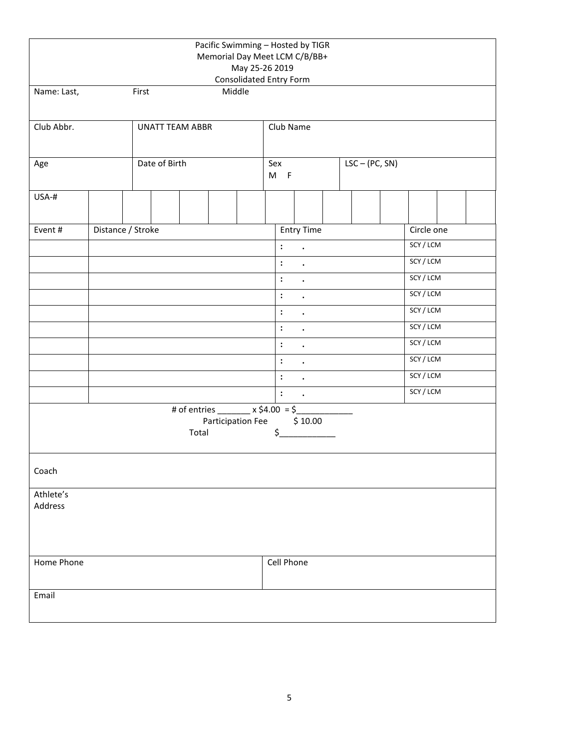Pacific Swimming – Hosted by TIGR
Memorial Day Meet LCM C/B/BB+
May 25-26 2019
Consolidated Entry Form

| | | | |
|---|---|---|---|
| Name: Last, First Middle | | | |
| Club Abbr. | UNATT TEAM ABBR | Club Name | |
| Age | Date of Birth | Sex M F | LSC – (PC, SN) |

| | | | | | | | | | | | | | | |
|---|---|---|---|---|---|---|---|---|---|---|---|---|---|---|
| USA-# | | | | | | | | | | | | | | |

| Event # | Distance / Stroke | Entry Time | Circle one |
|---|---|---|---|
| | | : . | SCY / LCM |
| | | : . | SCY / LCM |
| | | : . | SCY / LCM |
| | | : . | SCY / LCM |
| | | : . | SCY / LCM |
| | | : . | SCY / LCM |
| | | : . | SCY / LCM |
| | | : . | SCY / LCM |
| | | : . | SCY / LCM |
| | | : . | SCY / LCM |

# of entries _______ x $4.00 = $___________
Participation Fee $ 10.00
Total $___________

| | |
|---|---|
| Coach | |
| Athlete's Address | |
| Home Phone | Cell Phone |
| Email | |